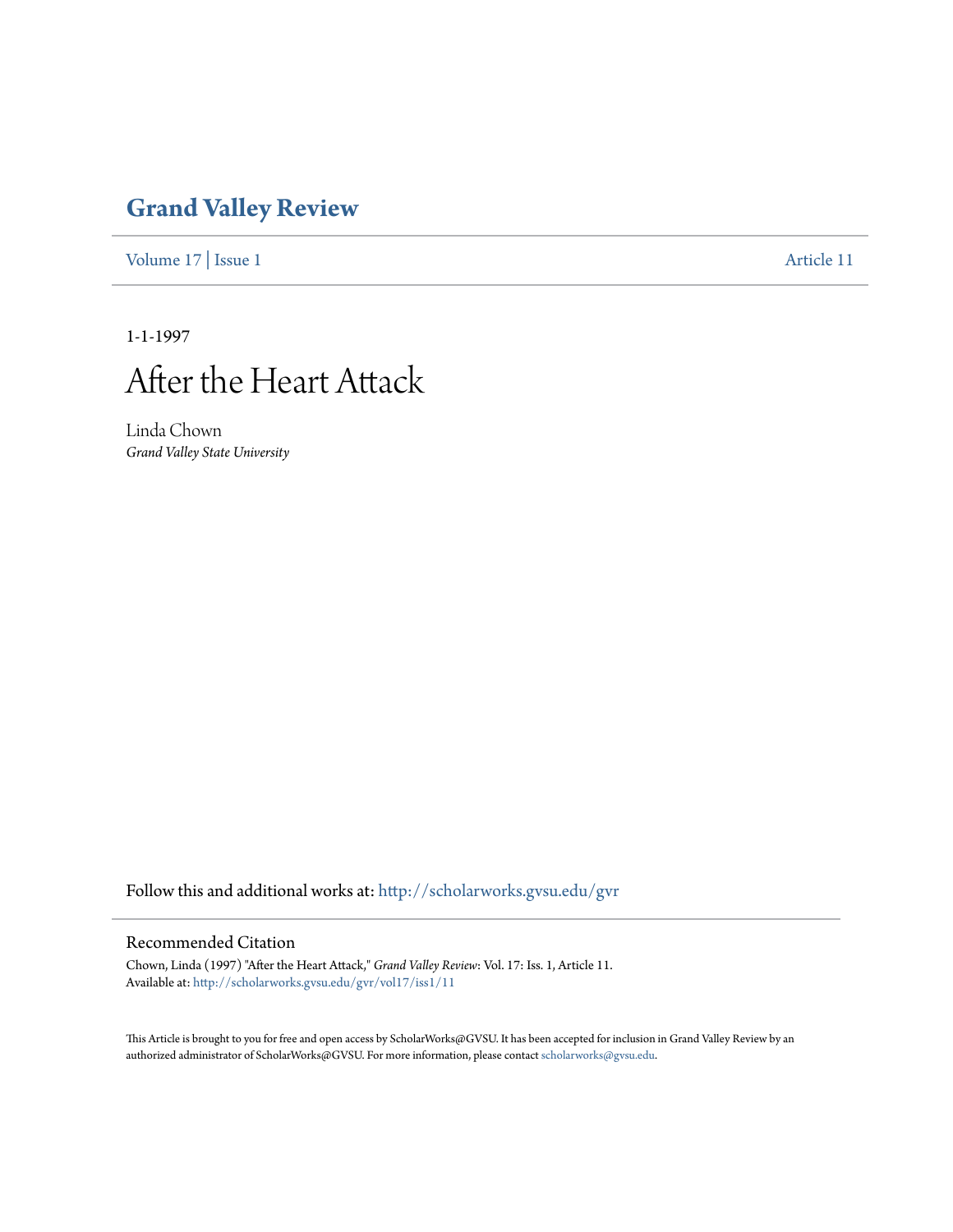# Grand Valley Review

Volume 17 | Issue 1 Article 11

1-1-1997

# After the Heart Attack

Linda Chown
*Grand Valley State University*

Follow this and additional works at: http://scholarworks.gvsu.edu/gvr

## Recommended Citation

Chown, Linda (1997) "After the Heart Attack," *Grand Valley Review*: Vol. 17: Iss. 1, Article 11.
Available at: http://scholarworks.gvsu.edu/gvr/vol17/iss1/11

This Article is brought to you for free and open access by ScholarWorks@GVSU. It has been accepted for inclusion in Grand Valley Review by an authorized administrator of ScholarWorks@GVSU. For more information, please contact scholarworks@gvsu.edu.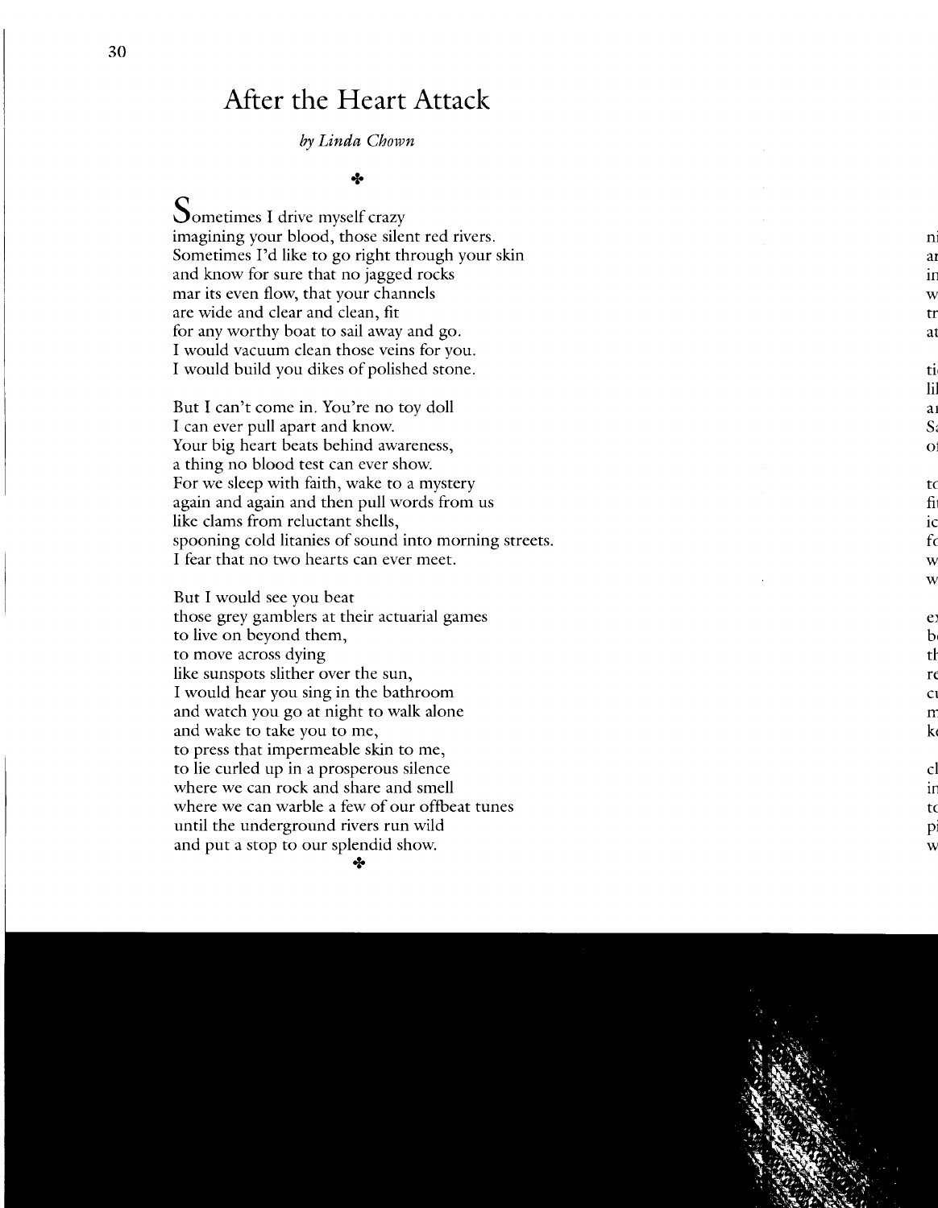# After the Heart Attack

*by Linda Chown*

✣

Sometimes I drive myself crazy
imagining your blood, those silent red rivers.
Sometimes I'd like to go right through your skin
and know for sure that no jagged rocks
mar its even flow, that your channels
are wide and clear and clean, fit
for any worthy boat to sail away and go.
I would vacuum clean those veins for you.
I would build you dikes of polished stone.

But I can't come in. You're no toy doll
I can ever pull apart and know.
Your big heart beats behind awareness,
a thing no blood test can ever show.
For we sleep with faith, wake to a mystery
again and again and then pull words from us
like clams from reluctant shells,
spooning cold litanies of sound into morning streets.
I fear that no two hearts can ever meet.

But I would see you beat
those grey gamblers at their actuarial games
to live on beyond them,
to move across dying
like sunspots slither over the sun,
I would hear you sing in the bathroom
and watch you go at night to walk alone
and wake to take you to me,
to press that impermeable skin to me,
to lie curled up in a prosperous silence
where we can rock and share and smell
where we can warble a few of our offbeat tunes
until the underground rivers run wild
and put a stop to our splendid show.

✣